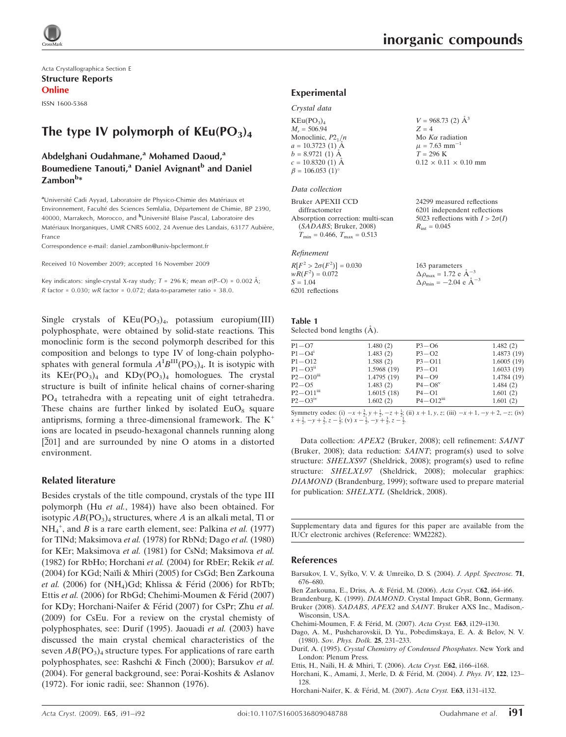Acta Crystallographica Section E
**Structure Reports Online**

ISSN 1600-5368

# The type IV polymorph of $KEu(PO_3)_4$

**Abdelghani Oudahmane,[a] Mohamed Daoud,[a] Boumediene Tanouti,[a] Daniel Avignant[b] and Daniel Zambon[b]***

[a]Université Cadi Ayyad, Laboratoire de Physico-Chimie des Matériaux et Environnement, Faculté des Sciences Semlalia, Département de Chimie, BP 2390, 40000, Marrakech, Morocco, and [b]Université Blaise Pascal, Laboratoire des Matériaux Inorganiques, UMR CNRS 6002, 24 Avenue des Landais, 63177 Aubière, France

Correspondence e-mail: daniel.zambon@univ-bpclermont.fr

Received 10 November 2009; accepted 16 November 2009

Key indicators: single-crystal X-ray study; $T$ = 296 K; mean $\sigma$(P–O) = 0.002 Å; $R$ factor = 0.030; $wR$ factor = 0.072; data-to-parameter ratio = 38.0.

Single crystals of $KEu(PO_3)_4$, potassium europium(III) polyphosphate, were obtained by solid-state reactions. This monoclinic form is the second polymorph described for this composition and belongs to type IV of long-chain polyphosphates with general formula $A^IB^{III}(PO_3)_4$. It is isotypic with its $KEr(PO_3)_4$ and $KDy(PO_3)_4$ homologues. The crystal structure is built of infinite helical chains of corner-sharing $PO_4$ tetrahedra with a repeating unit of eight tetrahedra. These chains are further linked by isolated $EuO_8$ square antiprisms, forming a three-dimensional framework. The $K^+$ ions are located in pseudo-hexagonal channels running along $[\bar{2}01]$ and are surrounded by nine O atoms in a distorted environment.

## Related literature

Besides crystals of the title compound, crystals of the type III polymorph (Hu *et al.*, 1984)) have also been obtained. For isotypic $AB(PO_3)_4$ structures, where $A$ is an alkali metal, Tl or $NH_4^+$, and $B$ is a rare earth element, see: Palkina *et al.* (1977) for TlNd; Maksimova *et al.* (1978) for RbNd; Dago *et al.* (1980) for KEr; Maksimova *et al.* (1981) for CsNd; Maksimova *et al.* (1982) for RbHo; Horchani *et al.* (2004) for RbEr; Rekik *et al.* (2004) for KGd; Naïli & Mhiri (2005) for CsGd; Ben Zarkouna *et al.* (2006) for $(NH_4)$Gd; Khlissa & Férid (2006) for RbTb; Ettis *et al.* (2006) for RbGd; Chehimi-Moumen & Férid (2007) for KDy; Horchani-Naifer & Férid (2007) for CsPr; Zhu *et al.* (2009) for CsEu. For a review on the crystal chemistry of polyphosphates, see: Durif (1995). Jaouadi *et al.* (2003) have discussed the main crystal chemical characteristics of the seven $AB(PO_3)_4$ structure types. For applications of rare earth polyphosphates, see: Rashchi & Finch (2000); Barsukov *et al.* (2004). For general background, see: Porai-Koshits & Aslanov (1972). For ionic radii, see: Shannon (1976).

## Experimental

*Crystal data*

$KEu(PO_3)_4$
$M_r$ = 506.94
Monoclinic, $P2_1/n$
$a$ = 10.3723 (1) Å
$b$ = 8.9721 (1) Å
$c$ = 10.8320 (1) Å
$\beta$ = 106.053 (1)°
$V$ = 968.73 (2) Å$^3$
$Z$ = 4
Mo $K\alpha$ radiation
$\mu$ = 7.63 mm$^{-1}$
$T$ = 296 K
0.12 × 0.11 × 0.10 mm

*Data collection*

Bruker APEXII CCD diffractometer
Absorption correction: multi-scan (*SADABS*; Bruker, 2008)
$T_{min}$ = 0.466, $T_{max}$ = 0.513
24299 measured reflections
6201 independent reflections
5023 reflections with $I > 2\sigma(I)$
$R_{int}$ = 0.045

*Refinement*

$R[F^2 > 2\sigma(F^2)]$ = 0.030
$wR(F^2)$ = 0.072
$S$ = 1.04
6201 reflections
163 parameters
$\Delta\rho_{max}$ = 1.72 e Å$^{-3}$
$\Delta\rho_{min}$ = −2.04 e Å$^{-3}$

**Table 1**
Selected bond lengths (Å).

| | | | |
|---|---|---|---|
| P1—O7 | 1.480 (2) | P3—O6 | 1.482 (2) |
| P1—O4$^i$ | 1.483 (2) | P3—O2 | 1.4873 (19) |
| P1—O12 | 1.588 (2) | P3—O11 | 1.6005 (19) |
| P1—O3$^{ii}$ | 1.5968 (19) | P3—O1 | 1.6033 (19) |
| P2—O10$^{iii}$ | 1.4795 (19) | P4—O9 | 1.4784 (19) |
| P2—O5 | 1.483 (2) | P4—O8$^v$ | 1.484 (2) |
| P2—O11$^{iii}$ | 1.6015 (18) | P4—O1 | 1.601 (2) |
| P2—O3$^{iv}$ | 1.602 (2) | P4—O12$^{iii}$ | 1.601 (2) |

Symmetry codes: (i) $-x+\frac{3}{2}, y+\frac{1}{2}, -z+\frac{1}{2}$; (ii) $x+1, y, z$; (iii) $-x+1, -y+2, -z$; (iv) $x+\frac{1}{2}, -y+\frac{3}{2}, z-\frac{1}{2}$; (v) $x-\frac{1}{2}, -y+\frac{3}{2}, z-\frac{1}{2}$.

Data collection: *APEX2* (Bruker, 2008); cell refinement: *SAINT* (Bruker, 2008); data reduction: *SAINT*; program(s) used to solve structure: *SHELXS97* (Sheldrick, 2008); program(s) used to refine structure: *SHELXL97* (Sheldrick, 2008); molecular graphics: *DIAMOND* (Brandenburg, 1999); software used to prepare material for publication: *SHELXTL* (Sheldrick, 2008).

Supplementary data and figures for this paper are available from the IUCr electronic archives (Reference: WM2282).

## References

Barsukov, I. V., Sytko, V. V. & Umreiko, D. S. (2004). *J. Appl. Spectrosc.* **71**, 676–680.
Ben Zarkouna, E., Driss, A. & Férid, M. (2006). *Acta Cryst.* C**62**, i64–i66.
Brandenburg, K. (1999). *DIAMOND*. Crystal Impact GbR, Bonn, Germany.
Bruker (2008). *SADABS*, *APEX2* and *SAINT*. Bruker AXS Inc., Madison, Wisconsin, USA.
Chehimi-Moumen, F. & Férid, M. (2007). *Acta Cryst.* E**63**, i129–i130.
Dago, A. M., Pushcharovskii, D. Yu., Pobedimskaya, E. A. & Belov, N. V. (1980). *Sov. Phys. Dolk.* **25**, 231–233.
Durif, A. (1995). *Crystal Chemistry of Condensed Phosphates*. New York and London: Plenum Press.
Ettis, H., Naïli, H. & Mhiri, T. (2006). *Acta Cryst.* E**62**, i166–i168.
Horchani, K., Amami, J., Merle, D. & Férid, M. (2004). *J. Phys. IV*, **122**, 123–128.
Horchani-Naifer, K. & Férid, M. (2007). *Acta Cryst.* E**63**, i131–i132.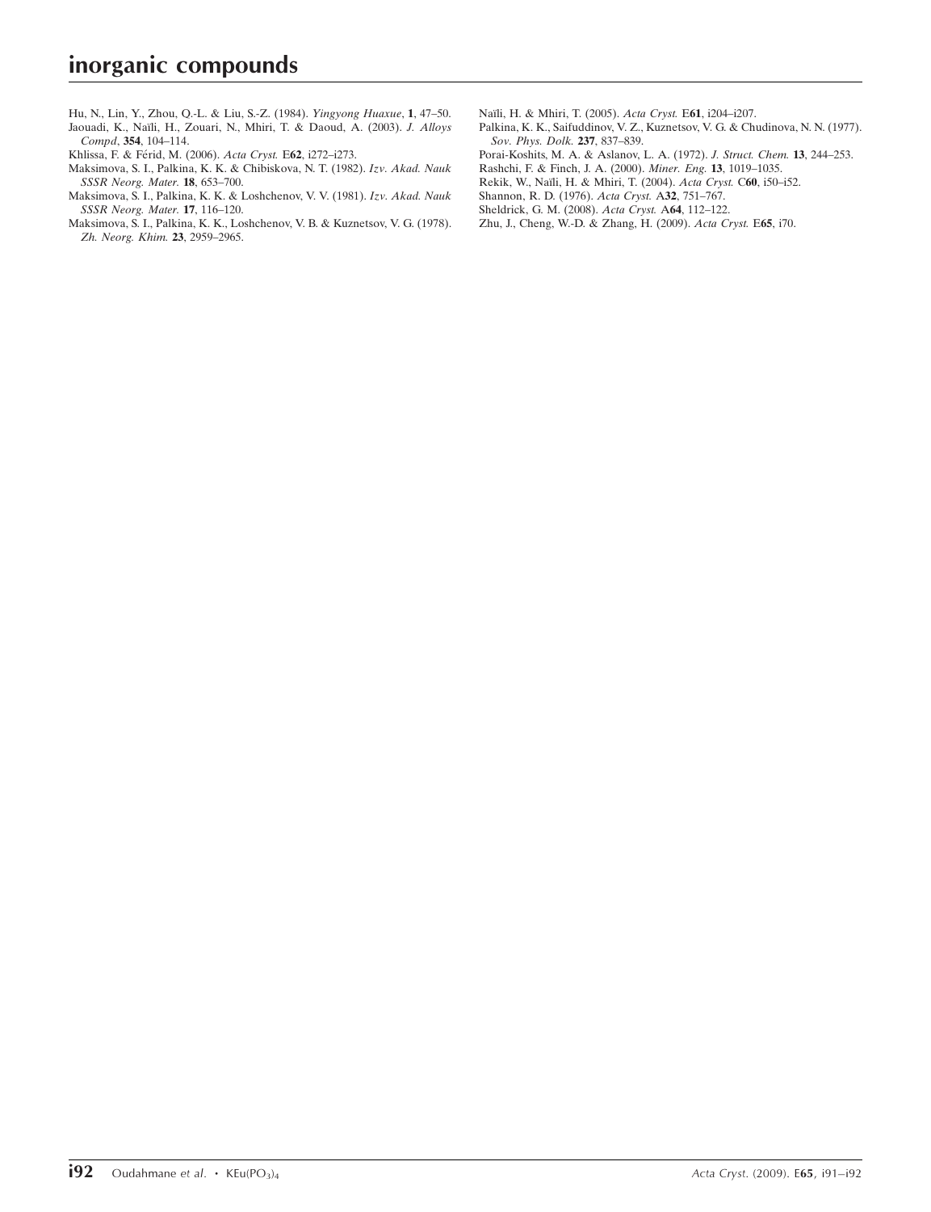Hu, N., Lin, Y., Zhou, Q.-L. & Liu, S.-Z. (1984). *Yingyong Huaxue*, **1**, 47–50.

Jaouadi, K., Naïli, H., Zouari, N., Mhiri, T. & Daoud, A. (2003). *J. Alloys Compd*, **354**, 104–114.

Khlissa, F. & Férid, M. (2006). *Acta Cryst.* E**62**, i272–i273.

Maksimova, S. I., Palkina, K. K. & Chibiskova, N. T. (1982). *Izv. Akad. Nauk SSSR Neorg. Mater.* **18**, 653–700.

Maksimova, S. I., Palkina, K. K. & Loshchenov, V. V. (1981). *Izv. Akad. Nauk SSSR Neorg. Mater.* **17**, 116–120.

Maksimova, S. I., Palkina, K. K., Loshchenov, V. B. & Kuznetsov, V. G. (1978). *Zh. Neorg. Khim.* **23**, 2959–2965.

Naïli, H. & Mhiri, T. (2005). *Acta Cryst.* E**61**, i204–i207.

Palkina, K. K., Saifuddinov, V. Z., Kuznetsov, V. G. & Chudinova, N. N. (1977). *Sov. Phys. Dolk.* **237**, 837–839.

Porai-Koshits, M. A. & Aslanov, L. A. (1972). *J. Struct. Chem.* **13**, 244–253.

Rashchi, F. & Finch, J. A. (2000). *Miner. Eng.* **13**, 1019–1035.

Rekik, W., Naïli, H. & Mhiri, T. (2004). *Acta Cryst.* C**60**, i50–i52.

Shannon, R. D. (1976). *Acta Cryst.* A**32**, 751–767.

Sheldrick, G. M. (2008). *Acta Cryst.* A**64**, 112–122.

Zhu, J., Cheng, W.-D. & Zhang, H. (2009). *Acta Cryst.* E**65**, i70.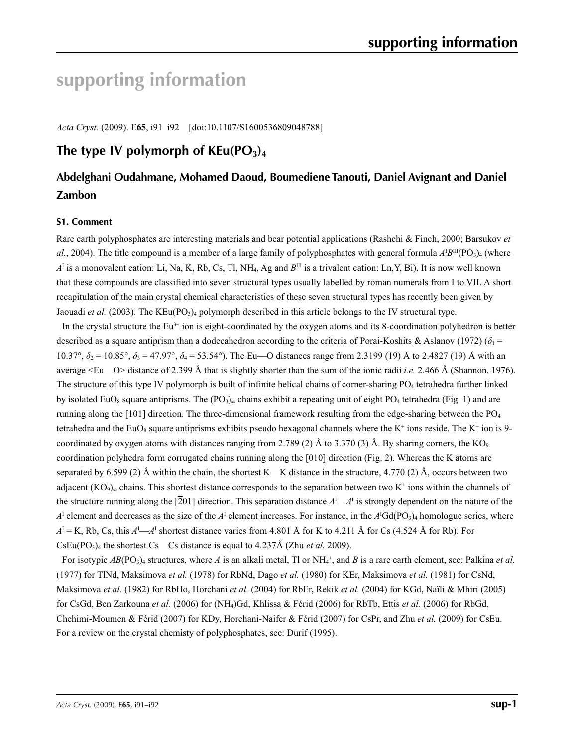# supporting information

*Acta Cryst.* (2009). E**65**, i91–i92    [doi:10.1107/S1600536809048788]

## The type IV polymorph of $KEu(PO_3)_4$

### Abdelghani Oudahmane, Mohamed Daoud, Boumediene Tanouti, Daniel Avignant and Daniel Zambon

#### S1. Comment

Rare earth polyphosphates are interesting materials and bear potential applications (Rashchi & Finch, 2000; Barsukov *et al.*, 2004). The title compound is a member of a large family of polyphosphates with general formula $A^{I}B^{III}(PO_3)_4$ (where $A^{I}$ is a monovalent cation: Li, Na, K, Rb, Cs, Tl, $NH_4$, Ag and $B^{III}$ is a trivalent cation: Ln,Y, Bi). It is now well known that these compounds are classified into seven structural types usually labelled by roman numerals from I to VII. A short recapitulation of the main crystal chemical characteristics of these seven structural types has recently been given by Jaouadi *et al.* (2003). The $KEu(PO_3)_4$ polymorph described in this article belongs to the IV structural type.

In the crystal structure the $Eu^{3+}$ ion is eight-coordinated by the oxygen atoms and its 8-coordination polyhedron is better described as a square antiprism than a dodecahedron according to the criteria of Porai-Koshits & Aslanov (1972) ($\delta_1$ = 10.37°, $\delta_2$ = 10.85°, $\delta_3$ = 47.97°, $\delta_4$ = 53.54°). The Eu—O distances range from 2.3199 (19) Å to 2.4827 (19) Å with an average <Eu—O> distance of 2.399 Å that is slightly shorter than the sum of the ionic radii *i.e.* 2.466 Å (Shannon, 1976). The structure of this type IV polymorph is built of infinite helical chains of corner-sharing $PO_4$ tetrahedra further linked by isolated $EuO_8$ square antiprisms. The $(PO_3)_\infty$ chains exhibit a repeating unit of eight $PO_4$ tetrahedra (Fig. 1) and are running along the [101] direction. The three-dimensional framework resulting from the edge-sharing between the $PO_4$ tetrahedra and the $EuO_8$ square antiprisms exhibits pseudo hexagonal channels where the $K^+$ ions reside. The $K^+$ ion is 9-coordinated by oxygen atoms with distances ranging from 2.789 (2) Å to 3.370 (3) Å. By sharing corners, the $KO_9$ coordination polyhedra form corrugated chains running along the [010] direction (Fig. 2). Whereas the K atoms are separated by 6.599 (2) Å within the chain, the shortest K—K distance in the structure, 4.770 (2) Å, occurs between two adjacent $(KO_9)_\infty$ chains. This shortest distance corresponds to the separation between two $K^+$ ions within the channels of the structure running along the [$\overline{2}$01] direction. This separation distance $A^{I}$—$A^{I}$ is strongly dependent on the nature of the $A^{I}$ element and decreases as the size of the $A^{I}$ element increases. For instance, in the $A^{I}Gd(PO_3)_4$ homologue series, where $A^{I}$ = K, Rb, Cs, this $A^{I}$—$A^{I}$ shortest distance varies from 4.801 Å for K to 4.211 Å for Cs (4.524 Å for Rb). For $CsEu(PO_3)_4$ the shortest Cs—Cs distance is equal to 4.237Å (Zhu *et al.* 2009).

For isotypic $AB(PO_3)_4$ structures, where *A* is an alkali metal, Tl or $NH_4^+$, and *B* is a rare earth element, see: Palkina *et al.* (1977) for TlNd, Maksimova *et al.* (1978) for RbNd, Dago *et al.* (1980) for KEr, Maksimova *et al.* (1981) for CsNd, Maksimova *et al.* (1982) for RbHo, Horchani *et al.* (2004) for RbEr, Rekik *et al.* (2004) for KGd, Naïli & Mhiri (2005) for CsGd, Ben Zarkouna *et al.* (2006) for $(NH_4)$Gd, Khlissa & Férid (2006) for RbTb, Ettis *et al.* (2006) for RbGd, Chehimi-Moumen & Férid (2007) for KDy, Horchani-Naifer & Férid (2007) for CsPr, and Zhu *et al.* (2009) for CsEu. For a review on the crystal chemisty of polyphosphates, see: Durif (1995).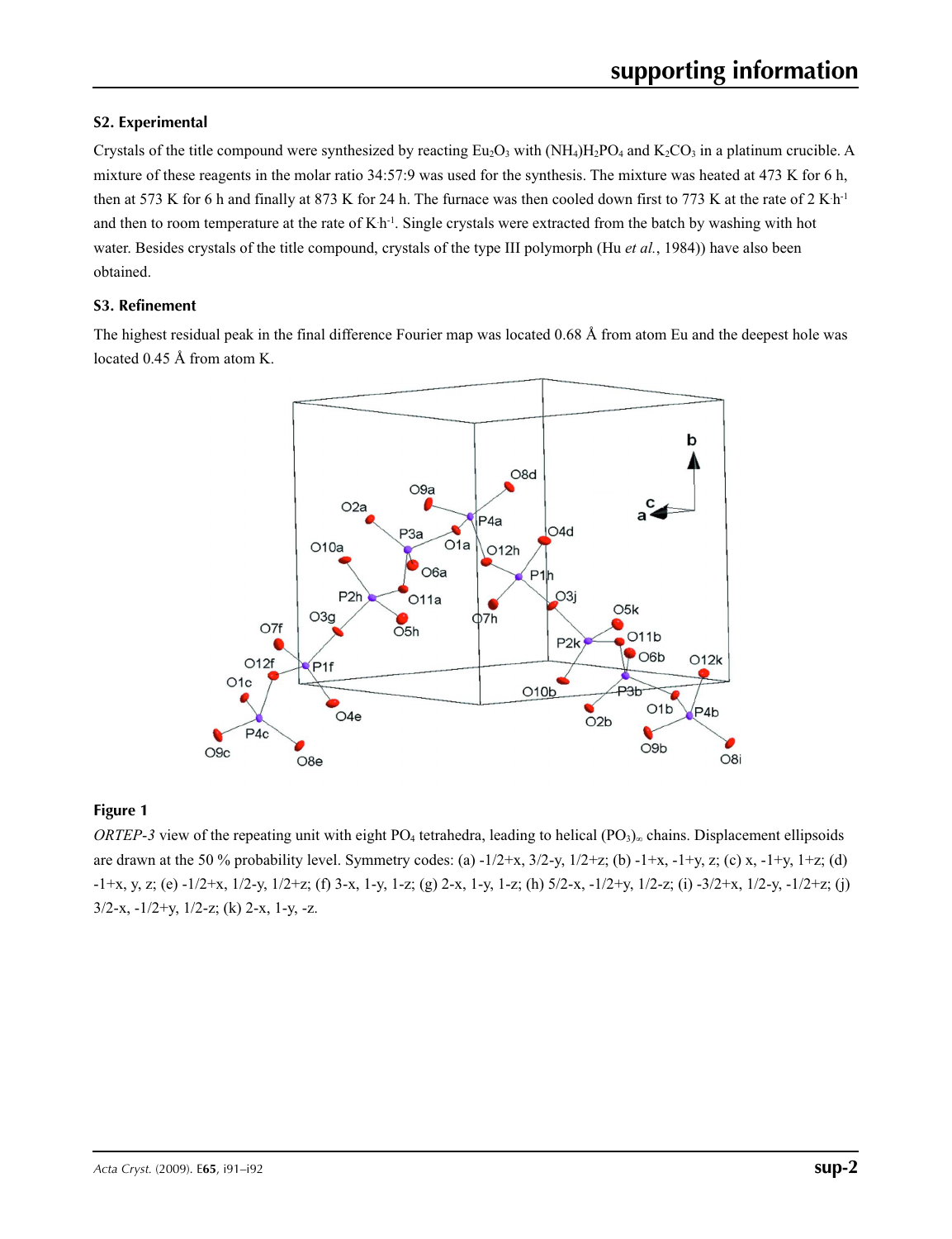## S2. Experimental

Crystals of the title compound were synthesized by reacting $Eu_2O_3$ with $(NH_4)H_2PO_4$ and $K_2CO_3$ in a platinum crucible. A mixture of these reagents in the molar ratio 34:57:9 was used for the synthesis. The mixture was heated at 473 K for 6 h, then at 573 K for 6 h and finally at 873 K for 24 h. The furnace was then cooled down first to 773 K at the rate of 2 K $h^{-1}$ and then to room temperature at the rate of K $h^{-1}$. Single crystals were extracted from the batch by washing with hot water. Besides crystals of the title compound, crystals of the type III polymorph (Hu *et al.*, 1984)) have also been obtained.

## S3. Refinement

The highest residual peak in the final difference Fourier map was located 0.68 Å from atom Eu and the deepest hole was located 0.45 Å from atom K.

**Figure 1**

*ORTEP-3* view of the repeating unit with eight $PO_4$ tetrahedra, leading to helical $(PO_3)_\infty$ chains. Displacement ellipsoids are drawn at the 50 % probability level. Symmetry codes: (a) -1/2+x, 3/2-y, 1/2+z; (b) -1+x, -1+y, z; (c) x, -1+y, 1+z; (d) -1+x, y, z; (e) -1/2+x, 1/2-y, 1/2+z; (f) 3-x, 1-y, 1-z; (g) 2-x, 1-y, 1-z; (h) 5/2-x, -1/2+y, 1/2-z; (i) -3/2+x, 1/2-y, -1/2+z; (j) 3/2-x, -1/2+y, 1/2-z; (k) 2-x, 1-y, -z.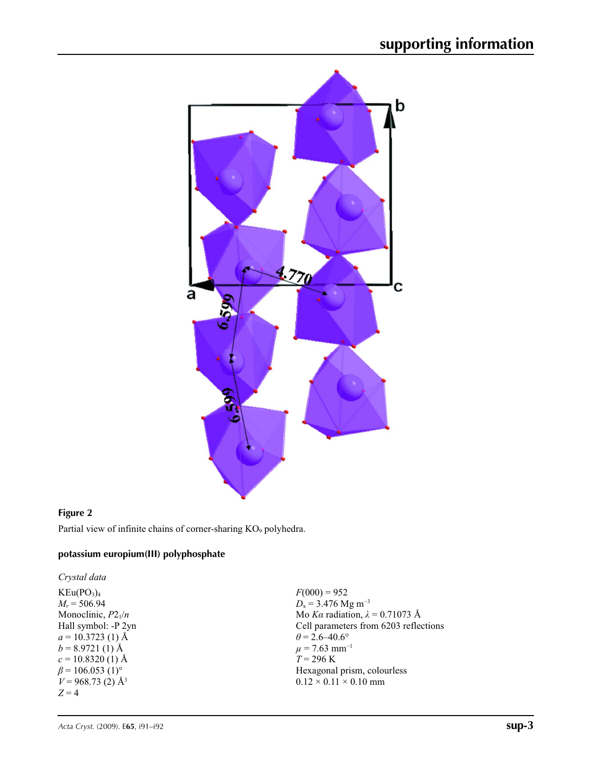**Figure 2**

Partial view of infinite chains of corner-sharing $KO_9$ polyhedra.

### potassium europium(III) polyphosphate

*Crystal data*

$KEu(PO_3)_4$
$M_r = 506.94$
Monoclinic, $P2_1/n$
Hall symbol: -P 2yn
$a = 10.3723$ (1) Å
$b = 8.9721$ (1) Å
$c = 10.8320$ (1) Å
$\beta = 106.053$ (1)°
$V = 968.73$ (2) Å$^3$
$Z = 4$

$F(000) = 952$
$D_x = 3.476$ Mg m$^{-3}$
Mo $K\alpha$ radiation, $\lambda = 0.71073$ Å
Cell parameters from 6203 reflections
$\theta = 2.6$–$40.6°$
$\mu = 7.63$ mm$^{-1}$
$T = 296$ K
Hexagonal prism, colourless
$0.12 \times 0.11 \times 0.10$ mm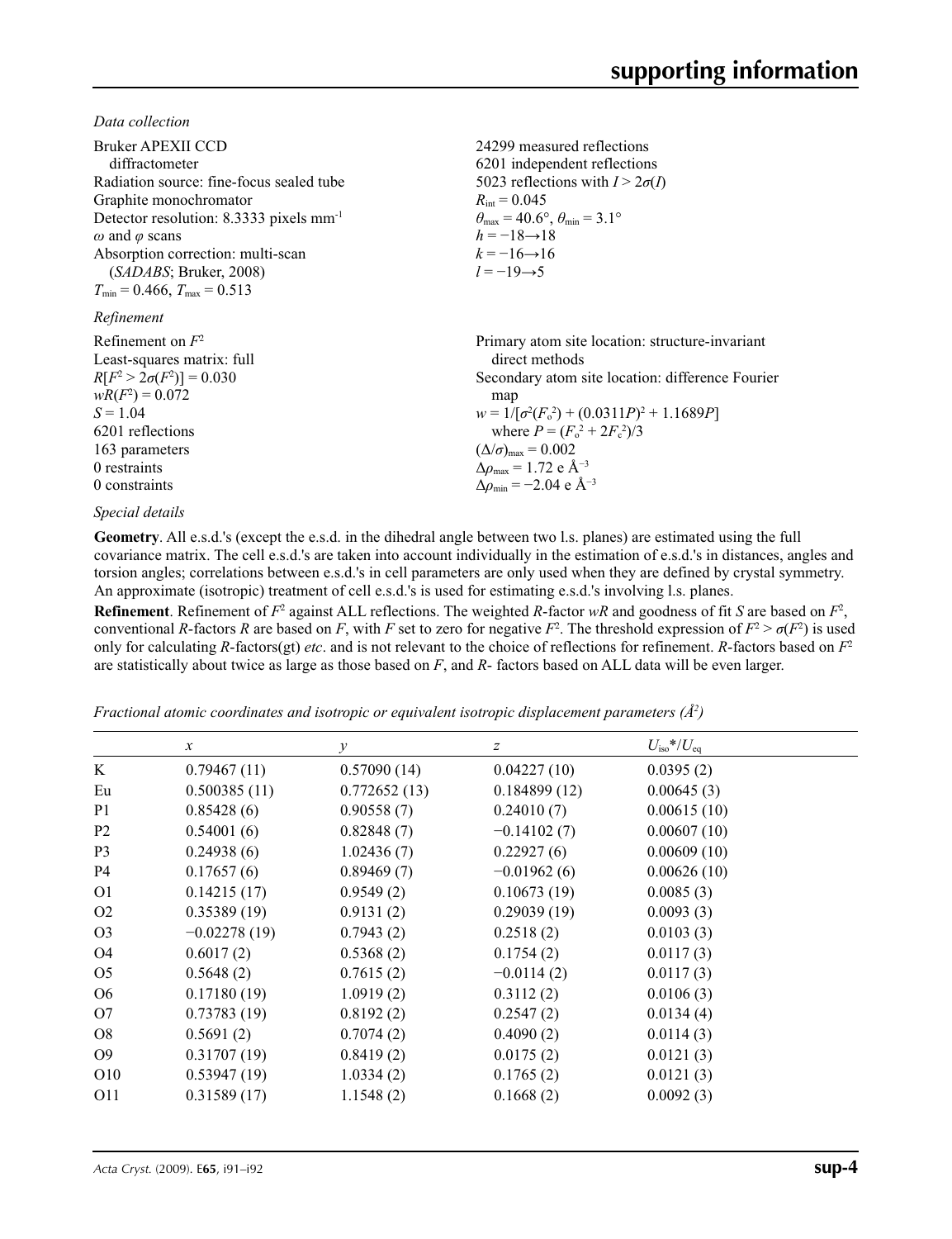*Data collection*

Bruker APEXII CCD diffractometer
Radiation source: fine-focus sealed tube
Graphite monochromator
Detector resolution: 8.3333 pixels mm$^{-1}$
$\omega$ and $\varphi$ scans
Absorption correction: multi-scan (*SADABS*; Bruker, 2008)
$T_{min} = 0.466$, $T_{max} = 0.513$

24299 measured reflections
6201 independent reflections
5023 reflections with $I > 2\sigma(I)$
$R_{int} = 0.045$
$\theta_{max} = 40.6°$, $\theta_{min} = 3.1°$
$h = -18 \rightarrow 18$
$k = -16 \rightarrow 16$
$l = -19 \rightarrow 5$

*Refinement*

Refinement on $F^2$
Least-squares matrix: full
$R[F^2 > 2\sigma(F^2)] = 0.030$
$wR(F^2) = 0.072$
$S = 1.04$
6201 reflections
163 parameters
0 restraints
0 constraints

Primary atom site location: structure-invariant direct methods
Secondary atom site location: difference Fourier map
$w = 1/[\sigma^2(F_o^2) + (0.0311P)^2 + 1.1689P]$ where $P = (F_o^2 + 2F_c^2)/3$
$(\Delta/\sigma)_{max} = 0.002$
$\Delta\rho_{max} = 1.72$ e Å$^{-3}$
$\Delta\rho_{min} = -2.04$ e Å$^{-3}$

*Special details*

**Geometry**. All e.s.d.'s (except the e.s.d. in the dihedral angle between two l.s. planes) are estimated using the full covariance matrix. The cell e.s.d.'s are taken into account individually in the estimation of e.s.d.'s in distances, angles and torsion angles; correlations between e.s.d.'s in cell parameters are only used when they are defined by crystal symmetry. An approximate (isotropic) treatment of cell e.s.d.'s is used for estimating e.s.d.'s involving l.s. planes.

**Refinement**. Refinement of $F^2$ against ALL reflections. The weighted *R*-factor *wR* and goodness of fit *S* are based on $F^2$, conventional *R*-factors *R* are based on *F*, with *F* set to zero for negative $F^2$. The threshold expression of $F^2 > \sigma(F^2)$ is used only for calculating *R*-factors(gt) *etc*. and is not relevant to the choice of reflections for refinement. *R*-factors based on $F^2$ are statistically about twice as large as those based on *F*, and *R*- factors based on ALL data will be even larger.

*Fractional atomic coordinates and isotropic or equivalent isotropic displacement parameters (Å$^2$)*

| | *x* | *y* | *z* | $U_{iso}$*/$U_{eq}$ |
|---|---|---|---|---|
| K | 0.79467 (11) | 0.57090 (14) | 0.04227 (10) | 0.0395 (2) |
| Eu | 0.500385 (11) | 0.772652 (13) | 0.184899 (12) | 0.00645 (3) |
| P1 | 0.85428 (6) | 0.90558 (7) | 0.24010 (7) | 0.00615 (10) |
| P2 | 0.54001 (6) | 0.82848 (7) | −0.14102 (7) | 0.00607 (10) |
| P3 | 0.24938 (6) | 1.02436 (7) | 0.22927 (6) | 0.00609 (10) |
| P4 | 0.17657 (6) | 0.89469 (7) | −0.01962 (6) | 0.00626 (10) |
| O1 | 0.14215 (17) | 0.9549 (2) | 0.10673 (19) | 0.0085 (3) |
| O2 | 0.35389 (19) | 0.9131 (2) | 0.29039 (19) | 0.0093 (3) |
| O3 | −0.02278 (19) | 0.7943 (2) | 0.2518 (2) | 0.0103 (3) |
| O4 | 0.6017 (2) | 0.5368 (2) | 0.1754 (2) | 0.0117 (3) |
| O5 | 0.5648 (2) | 0.7615 (2) | −0.0114 (2) | 0.0117 (3) |
| O6 | 0.17180 (19) | 1.0919 (2) | 0.3112 (2) | 0.0106 (3) |
| O7 | 0.73783 (19) | 0.8192 (2) | 0.2547 (2) | 0.0134 (4) |
| O8 | 0.5691 (2) | 0.7074 (2) | 0.4090 (2) | 0.0114 (3) |
| O9 | 0.31707 (19) | 0.8419 (2) | 0.0175 (2) | 0.0121 (3) |
| O10 | 0.53947 (19) | 1.0334 (2) | 0.1765 (2) | 0.0121 (3) |
| O11 | 0.31589 (17) | 1.1548 (2) | 0.1668 (2) | 0.0092 (3) |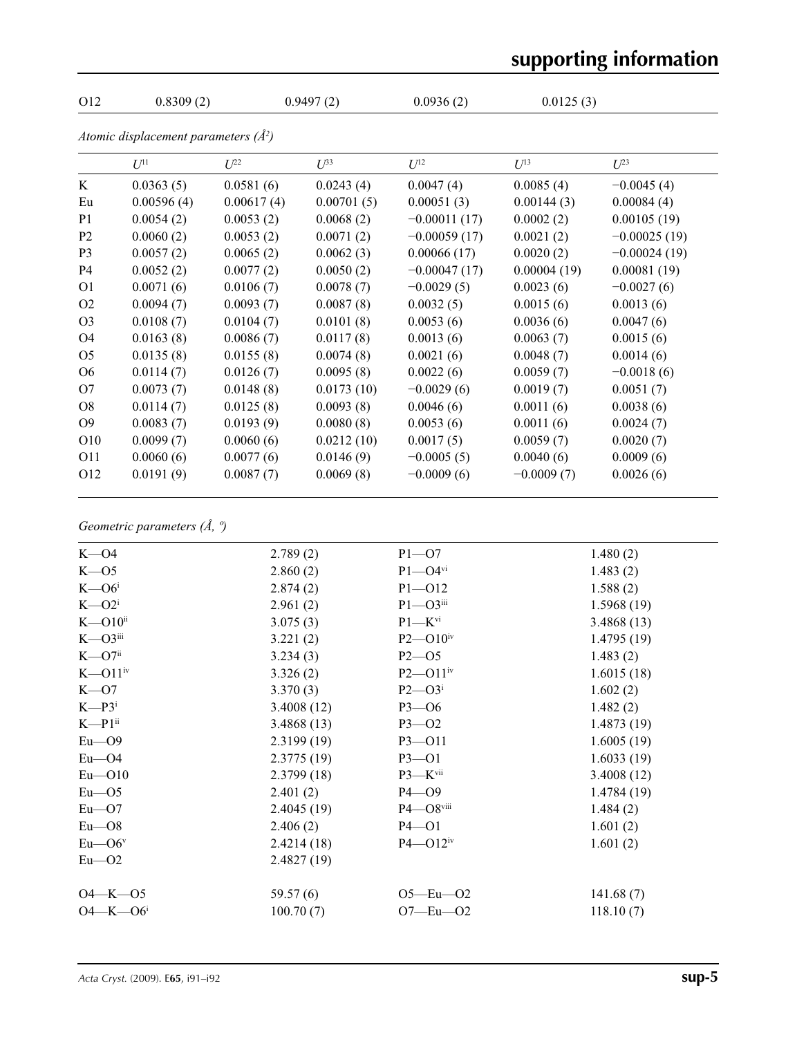| O12 | 0.8309 (2) | 0.9497 (2) | 0.0936 (2) | 0.0125 (3) |
|---|---|---|---|---|

*Atomic displacement parameters (Å²)*

| | $U^{11}$ | $U^{22}$ | $U^{33}$ | $U^{12}$ | $U^{13}$ | $U^{23}$ |
|---|---|---|---|---|---|---|
| K | 0.0363 (5) | 0.0581 (6) | 0.0243 (4) | 0.0047 (4) | 0.0085 (4) | −0.0045 (4) |
| Eu | 0.00596 (4) | 0.00617 (4) | 0.00701 (5) | 0.00051 (3) | 0.00144 (3) | 0.00084 (4) |
| P1 | 0.0054 (2) | 0.0053 (2) | 0.0068 (2) | −0.00011 (17) | 0.0002 (2) | 0.00105 (19) |
| P2 | 0.0060 (2) | 0.0053 (2) | 0.0071 (2) | −0.00059 (17) | 0.0021 (2) | −0.00025 (19) |
| P3 | 0.0057 (2) | 0.0065 (2) | 0.0062 (3) | 0.00066 (17) | 0.0020 (2) | −0.00024 (19) |
| P4 | 0.0052 (2) | 0.0077 (2) | 0.0050 (2) | −0.00047 (17) | 0.00004 (19) | 0.00081 (19) |
| O1 | 0.0071 (6) | 0.0106 (7) | 0.0078 (7) | −0.0029 (5) | 0.0023 (6) | −0.0027 (6) |
| O2 | 0.0094 (7) | 0.0093 (7) | 0.0087 (8) | 0.0032 (5) | 0.0015 (6) | 0.0013 (6) |
| O3 | 0.0108 (7) | 0.0104 (7) | 0.0101 (8) | 0.0053 (6) | 0.0036 (6) | 0.0047 (6) |
| O4 | 0.0163 (8) | 0.0086 (7) | 0.0117 (8) | 0.0013 (6) | 0.0063 (7) | 0.0015 (6) |
| O5 | 0.0135 (8) | 0.0155 (8) | 0.0074 (8) | 0.0021 (6) | 0.0048 (7) | 0.0014 (6) |
| O6 | 0.0114 (7) | 0.0126 (7) | 0.0095 (8) | 0.0022 (6) | 0.0059 (7) | −0.0018 (6) |
| O7 | 0.0073 (7) | 0.0148 (8) | 0.0173 (10) | −0.0029 (6) | 0.0019 (7) | 0.0051 (7) |
| O8 | 0.0114 (7) | 0.0125 (8) | 0.0093 (8) | 0.0046 (6) | 0.0011 (6) | 0.0038 (6) |
| O9 | 0.0083 (7) | 0.0193 (9) | 0.0080 (8) | 0.0053 (6) | 0.0011 (6) | 0.0024 (7) |
| O10 | 0.0099 (7) | 0.0060 (6) | 0.0212 (10) | 0.0017 (5) | 0.0059 (7) | 0.0020 (7) |
| O11 | 0.0060 (6) | 0.0077 (6) | 0.0146 (9) | −0.0005 (5) | 0.0040 (6) | 0.0009 (6) |
| O12 | 0.0191 (9) | 0.0087 (7) | 0.0069 (8) | −0.0009 (6) | −0.0009 (7) | 0.0026 (6) |

*Geometric parameters (Å, º)*

| | | | |
|---|---|---|---|
| K—O4 | 2.789 (2) | P1—O7 | 1.480 (2) |
| K—O5 | 2.860 (2) | P1—O4$^{vi}$ | 1.483 (2) |
| K—O6$^{i}$ | 2.874 (2) | P1—O12 | 1.588 (2) |
| K—O2$^{i}$ | 2.961 (2) | P1—O3$^{iii}$ | 1.5968 (19) |
| K—O10$^{ii}$ | 3.075 (3) | P1—K$^{vi}$ | 3.4868 (13) |
| K—O3$^{iii}$ | 3.221 (2) | P2—O10$^{iv}$ | 1.4795 (19) |
| K—O7$^{ii}$ | 3.234 (3) | P2—O5 | 1.483 (2) |
| K—O11$^{iv}$ | 3.326 (2) | P2—O11$^{iv}$ | 1.6015 (18) |
| K—O7 | 3.370 (3) | P2—O3$^{i}$ | 1.602 (2) |
| K—P3$^{i}$ | 3.4008 (12) | P3—O6 | 1.482 (2) |
| K—P1$^{ii}$ | 3.4868 (13) | P3—O2 | 1.4873 (19) |
| Eu—O9 | 2.3199 (19) | P3—O11 | 1.6005 (19) |
| Eu—O4 | 2.3775 (19) | P3—O1 | 1.6033 (19) |
| Eu—O10 | 2.3799 (18) | P3—K$^{vii}$ | 3.4008 (12) |
| Eu—O5 | 2.401 (2) | P4—O9 | 1.4784 (19) |
| Eu—O7 | 2.4045 (19) | P4—O8$^{viii}$ | 1.484 (2) |
| Eu—O8 | 2.406 (2) | P4—O1 | 1.601 (2) |
| Eu—O6$^{v}$ | 2.4214 (18) | P4—O12$^{iv}$ | 1.601 (2) |
| Eu—O2 | 2.4827 (19) | | |
| | | | |
| O4—K—O5 | 59.57 (6) | O5—Eu—O2 | 141.68 (7) |
| O4—K—O6$^{i}$ | 100.70 (7) | O7—Eu—O2 | 118.10 (7) |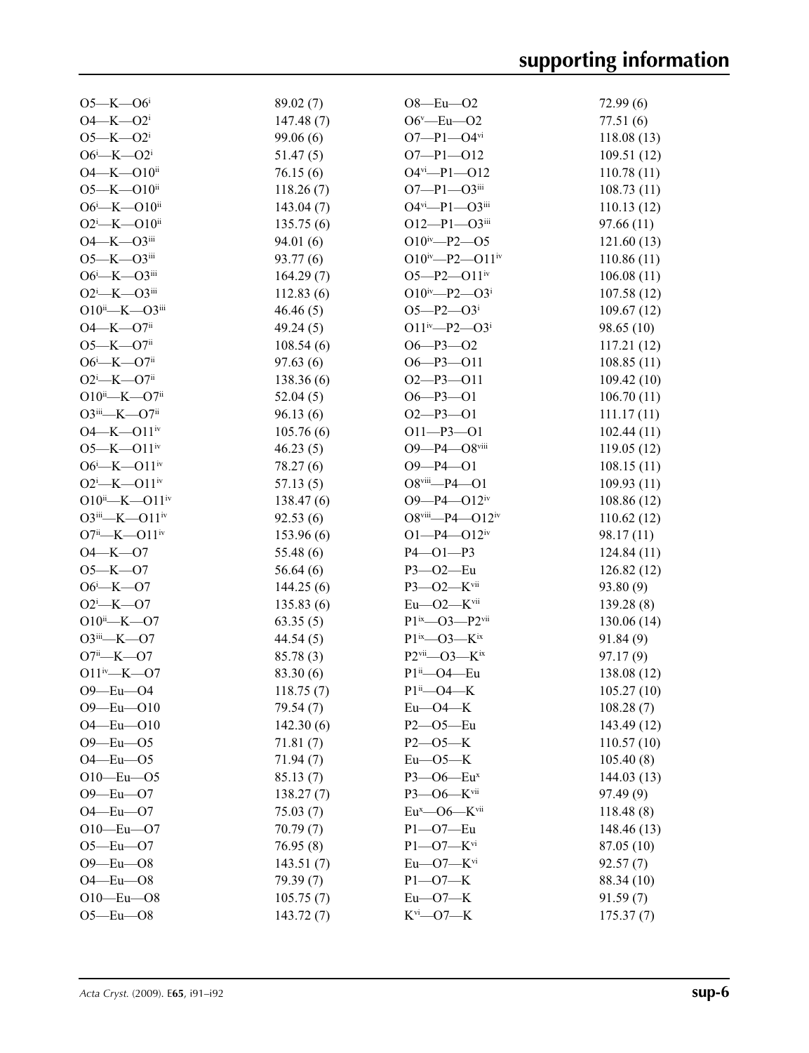| | | | |
|---|---|---|---|
| O5—K—O6$^{i}$ | 89.02 (7) | O8—Eu—O2 | 72.99 (6) |
| O4—K—O2$^{i}$ | 147.48 (7) | O6$^{v}$—Eu—O2 | 77.51 (6) |
| O5—K—O2$^{i}$ | 99.06 (6) | O7—P1—O4$^{vi}$ | 118.08 (13) |
| O6$^{i}$—K—O2$^{i}$ | 51.47 (5) | O7—P1—O12 | 109.51 (12) |
| O4—K—O10$^{ii}$ | 76.15 (6) | O4$^{vi}$—P1—O12 | 110.78 (11) |
| O5—K—O10$^{ii}$ | 118.26 (7) | O7—P1—O3$^{iii}$ | 108.73 (11) |
| O6$^{i}$—K—O10$^{ii}$ | 143.04 (7) | O4$^{vi}$—P1—O3$^{iii}$ | 110.13 (12) |
| O2$^{i}$—K—O10$^{ii}$ | 135.75 (6) | O12—P1—O3$^{iii}$ | 97.66 (11) |
| O4—K—O3$^{iii}$ | 94.01 (6) | O10$^{iv}$—P2—O5 | 121.60 (13) |
| O5—K—O3$^{iii}$ | 93.77 (6) | O10$^{iv}$—P2—O11$^{iv}$ | 110.86 (11) |
| O6$^{i}$—K—O3$^{iii}$ | 164.29 (7) | O5—P2—O11$^{iv}$ | 106.08 (11) |
| O2$^{i}$—K—O3$^{iii}$ | 112.83 (6) | O10$^{iv}$—P2—O3$^{i}$ | 107.58 (12) |
| O10$^{ii}$—K—O3$^{iii}$ | 46.46 (5) | O5—P2—O3$^{i}$ | 109.67 (12) |
| O4—K—O7$^{ii}$ | 49.24 (5) | O11$^{iv}$—P2—O3$^{i}$ | 98.65 (10) |
| O5—K—O7$^{ii}$ | 108.54 (6) | O6—P3—O2 | 117.21 (12) |
| O6$^{i}$—K—O7$^{ii}$ | 97.63 (6) | O6—P3—O11 | 108.85 (11) |
| O2$^{i}$—K—O7$^{ii}$ | 138.36 (6) | O2—P3—O11 | 109.42 (10) |
| O10$^{ii}$—K—O7$^{ii}$ | 52.04 (5) | O6—P3—O1 | 106.70 (11) |
| O3$^{iii}$—K—O7$^{ii}$ | 96.13 (6) | O2—P3—O1 | 111.17 (11) |
| O4—K—O11$^{iv}$ | 105.76 (6) | O11—P3—O1 | 102.44 (11) |
| O5—K—O11$^{iv}$ | 46.23 (5) | O9—P4—O8$^{viii}$ | 119.05 (12) |
| O6$^{i}$—K—O11$^{iv}$ | 78.27 (6) | O9—P4—O1 | 108.15 (11) |
| O2$^{i}$—K—O11$^{iv}$ | 57.13 (5) | O8$^{viii}$—P4—O1 | 109.93 (11) |
| O10$^{ii}$—K—O11$^{iv}$ | 138.47 (6) | O9—P4—O12$^{iv}$ | 108.86 (12) |
| O3$^{iii}$—K—O11$^{iv}$ | 92.53 (6) | O8$^{viii}$—P4—O12$^{iv}$ | 110.62 (12) |
| O7$^{ii}$—K—O11$^{iv}$ | 153.96 (6) | O1—P4—O12$^{iv}$ | 98.17 (11) |
| O4—K—O7 | 55.48 (6) | P4—O1—P3 | 124.84 (11) |
| O5—K—O7 | 56.64 (6) | P3—O2—Eu | 126.82 (12) |
| O6$^{i}$—K—O7 | 144.25 (6) | P3—O2—K$^{vii}$ | 93.80 (9) |
| O2$^{i}$—K—O7 | 135.83 (6) | Eu—O2—K$^{vii}$ | 139.28 (8) |
| O10$^{ii}$—K—O7 | 63.35 (5) | P1$^{ix}$—O3—P2$^{vii}$ | 130.06 (14) |
| O3$^{iii}$—K—O7 | 44.54 (5) | P1$^{ix}$—O3—K$^{ix}$ | 91.84 (9) |
| O7$^{ii}$—K—O7 | 85.78 (3) | P2$^{vii}$—O3—K$^{ix}$ | 97.17 (9) |
| O11$^{iv}$—K—O7 | 83.30 (6) | P1$^{ii}$—O4—Eu | 138.08 (12) |
| O9—Eu—O4 | 118.75 (7) | P1$^{ii}$—O4—K | 105.27 (10) |
| O9—Eu—O10 | 79.54 (7) | Eu—O4—K | 108.28 (7) |
| O4—Eu—O10 | 142.30 (6) | P2—O5—Eu | 143.49 (12) |
| O9—Eu—O5 | 71.81 (7) | P2—O5—K | 110.57 (10) |
| O4—Eu—O5 | 71.94 (7) | Eu—O5—K | 105.40 (8) |
| O10—Eu—O5 | 85.13 (7) | P3—O6—Eu$^{x}$ | 144.03 (13) |
| O9—Eu—O7 | 138.27 (7) | P3—O6—K$^{vii}$ | 97.49 (9) |
| O4—Eu—O7 | 75.03 (7) | Eu$^{x}$—O6—K$^{vii}$ | 118.48 (8) |
| O10—Eu—O7 | 70.79 (7) | P1—O7—Eu | 148.46 (13) |
| O5—Eu—O7 | 76.95 (8) | P1—O7—K$^{vi}$ | 87.05 (10) |
| O9—Eu—O8 | 143.51 (7) | Eu—O7—K$^{vi}$ | 92.57 (7) |
| O4—Eu—O8 | 79.39 (7) | P1—O7—K | 88.34 (10) |
| O10—Eu—O8 | 105.75 (7) | Eu—O7—K | 91.59 (7) |
| O5—Eu—O8 | 143.72 (7) | K$^{vi}$—O7—K | 175.37 (7) |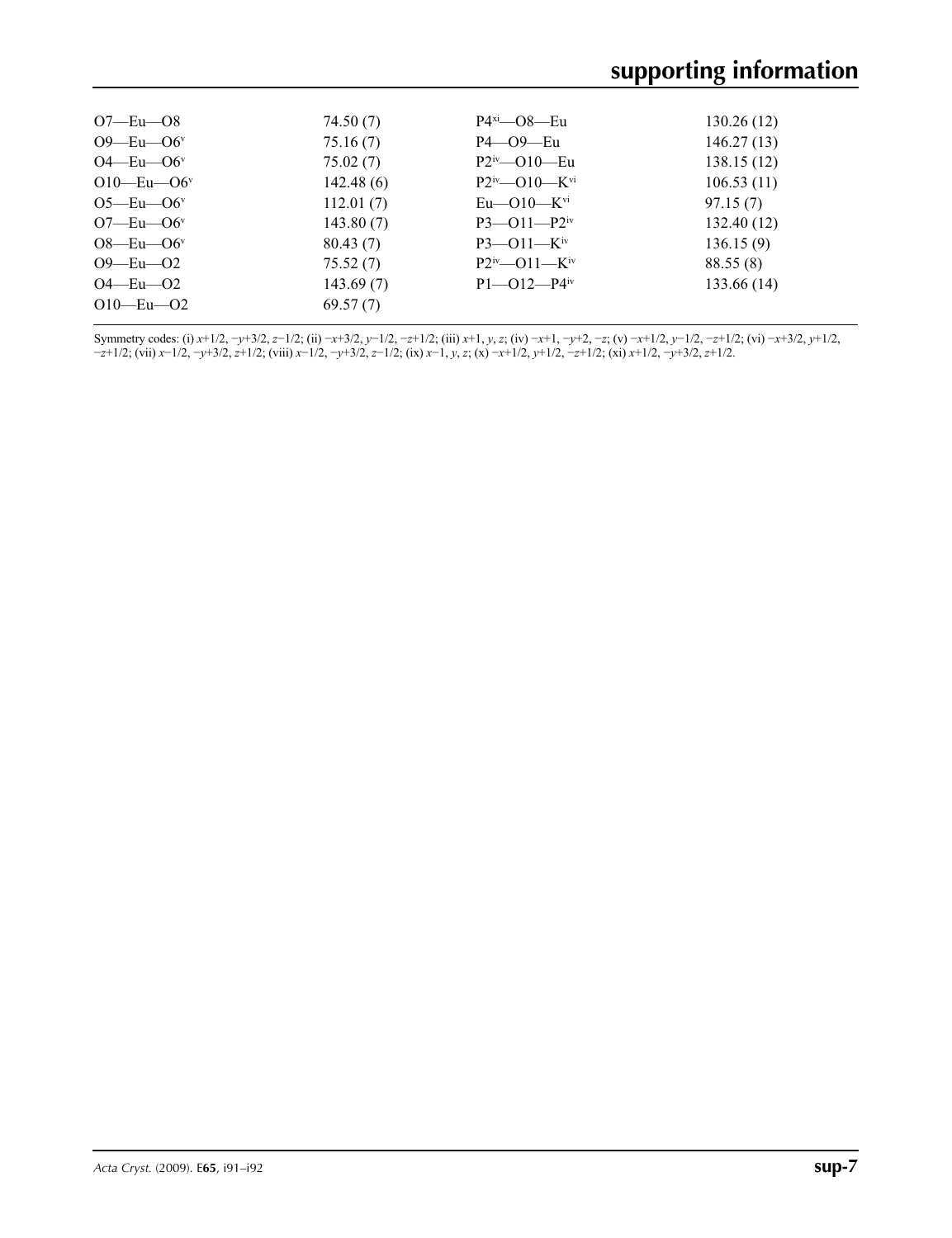| | | | |
|---|---|---|---|
| O7—Eu—O8 | 74.50 (7) | P4$^{xi}$—O8—Eu | 130.26 (12) |
| O9—Eu—O6$^{v}$ | 75.16 (7) | P4—O9—Eu | 146.27 (13) |
| O4—Eu—O6$^{v}$ | 75.02 (7) | P2$^{iv}$—O10—Eu | 138.15 (12) |
| O10—Eu—O6$^{v}$ | 142.48 (6) | P2$^{iv}$—O10—K$^{vi}$ | 106.53 (11) |
| O5—Eu—O6$^{v}$ | 112.01 (7) | Eu—O10—K$^{vi}$ | 97.15 (7) |
| O7—Eu—O6$^{v}$ | 143.80 (7) | P3—O11—P2$^{iv}$ | 132.40 (12) |
| O8—Eu—O6$^{v}$ | 80.43 (7) | P3—O11—K$^{iv}$ | 136.15 (9) |
| O9—Eu—O2 | 75.52 (7) | P2$^{iv}$—O11—K$^{iv}$ | 88.55 (8) |
| O4—Eu—O2 | 143.69 (7) | P1—O12—P4$^{iv}$ | 133.66 (14) |
| O10—Eu—O2 | 69.57 (7) | | |

Symmetry codes: (i) $x+1/2, -y+3/2, z-1/2$; (ii) $-x+3/2, y-1/2, -z+1/2$; (iii) $x+1, y, z$; (iv) $-x+1, -y+2, -z$; (v) $-x+1/2, y-1/2, -z+1/2$; (vi) $-x+3/2, y+1/2, -z+1/2$; (vii) $x-1/2, -y+3/2, z+1/2$; (viii) $x-1/2, -y+3/2, z-1/2$; (ix) $x-1, y, z$; (x) $-x+1/2, y+1/2, -z+1/2$; (xi) $x+1/2, -y+3/2, z+1/2$.